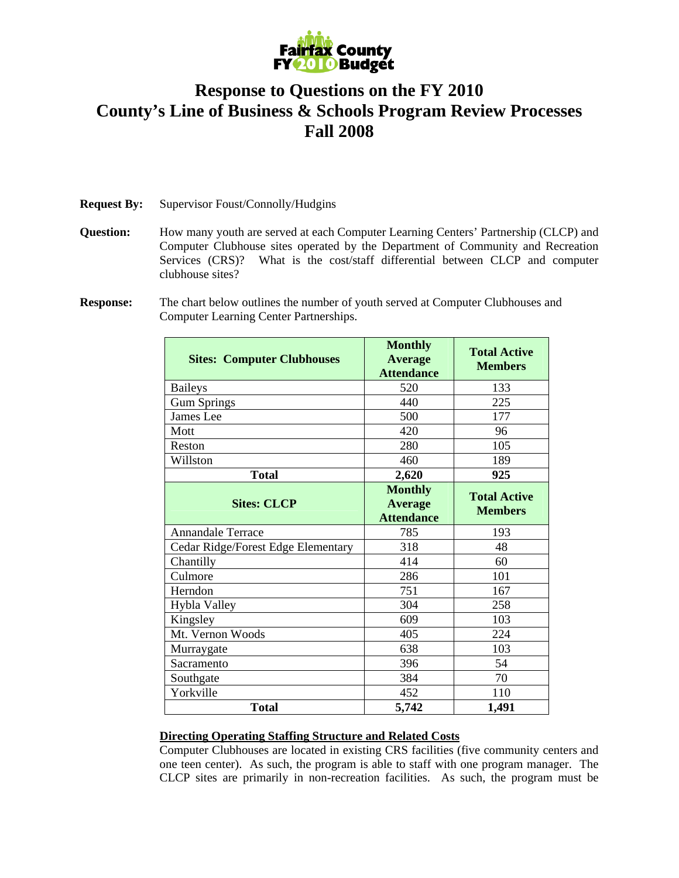Fairfax County FY 2010 Budget

# Response to Questions on the FY 2010 County's Line of Business & Schools Program Review Processes Fall 2008

**Request By:** Supervisor Foust/Connolly/Hudgins

**Question:** How many youth are served at each Computer Learning Centers' Partnership (CLCP) and Computer Clubhouse sites operated by the Department of Community and Recreation Services (CRS)? What is the cost/staff differential between CLCP and computer clubhouse sites?

**Response:** The chart below outlines the number of youth served at Computer Clubhouses and Computer Learning Center Partnerships.

| Sites: Computer Clubhouses | Monthly Average Attendance | Total Active Members |
|---|---|---|
| Baileys | 520 | 133 |
| Gum Springs | 440 | 225 |
| James Lee | 500 | 177 |
| Mott | 420 | 96 |
| Reston | 280 | 105 |
| Willston | 460 | 189 |
| **Total** | **2,620** | **925** |
| **Sites: CLCP** | **Monthly Average Attendance** | **Total Active Members** |
| Annandale Terrace | 785 | 193 |
| Cedar Ridge/Forest Edge Elementary | 318 | 48 |
| Chantilly | 414 | 60 |
| Culmore | 286 | 101 |
| Herndon | 751 | 167 |
| Hybla Valley | 304 | 258 |
| Kingsley | 609 | 103 |
| Mt. Vernon Woods | 405 | 224 |
| Murraygate | 638 | 103 |
| Sacramento | 396 | 54 |
| Southgate | 384 | 70 |
| Yorkville | 452 | 110 |
| **Total** | **5,742** | **1,491** |

**Directing Operating Staffing Structure and Related Costs**

Computer Clubhouses are located in existing CRS facilities (five community centers and one teen center). As such, the program is able to staff with one program manager. The CLCP sites are primarily in non-recreation facilities. As such, the program must be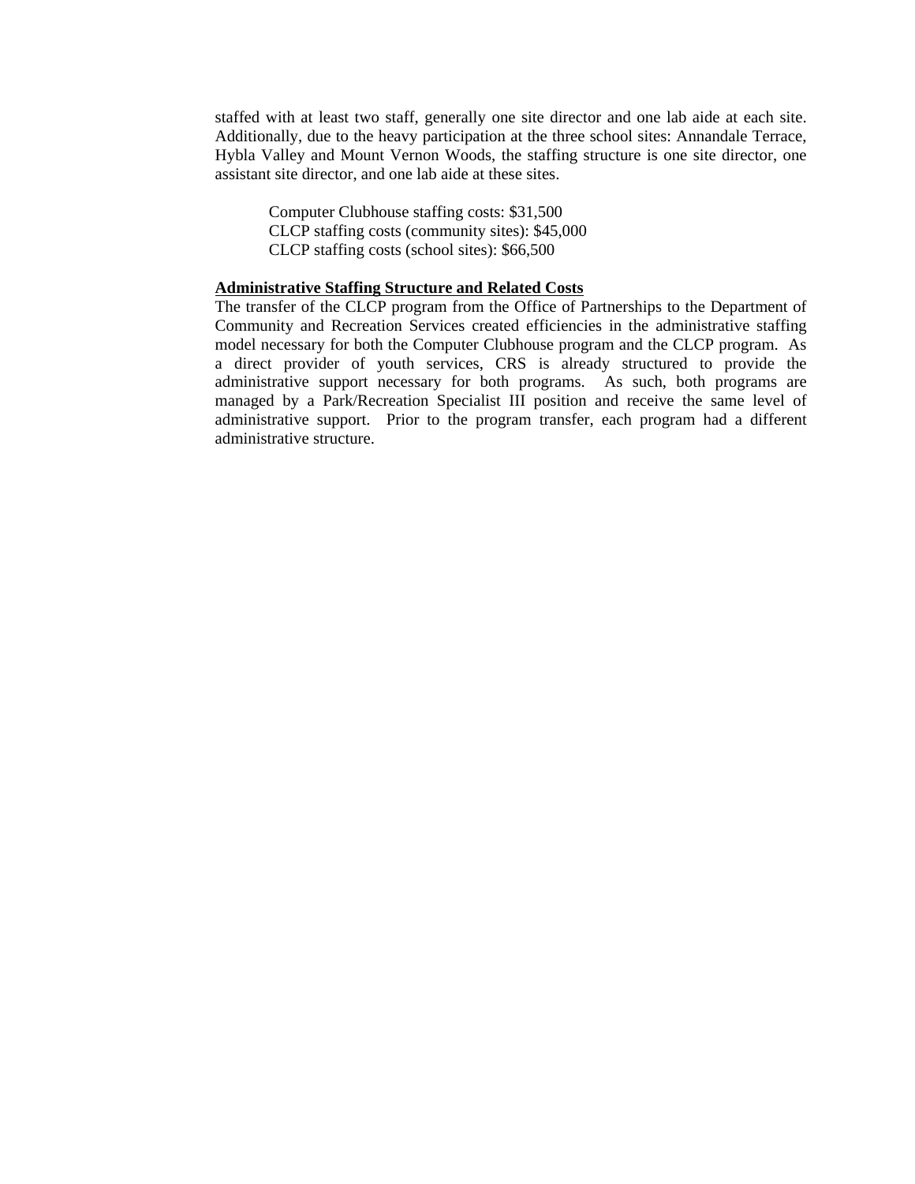staffed with at least two staff, generally one site director and one lab aide at each site. Additionally, due to the heavy participation at the three school sites: Annandale Terrace, Hybla Valley and Mount Vernon Woods, the staffing structure is one site director, one assistant site director, and one lab aide at these sites.

Computer Clubhouse staffing costs: $31,500
CLCP staffing costs (community sites): $45,000
CLCP staffing costs (school sites): $66,500

**Administrative Staffing Structure and Related Costs**

The transfer of the CLCP program from the Office of Partnerships to the Department of Community and Recreation Services created efficiencies in the administrative staffing model necessary for both the Computer Clubhouse program and the CLCP program. As a direct provider of youth services, CRS is already structured to provide the administrative support necessary for both programs. As such, both programs are managed by a Park/Recreation Specialist III position and receive the same level of administrative support. Prior to the program transfer, each program had a different administrative structure.